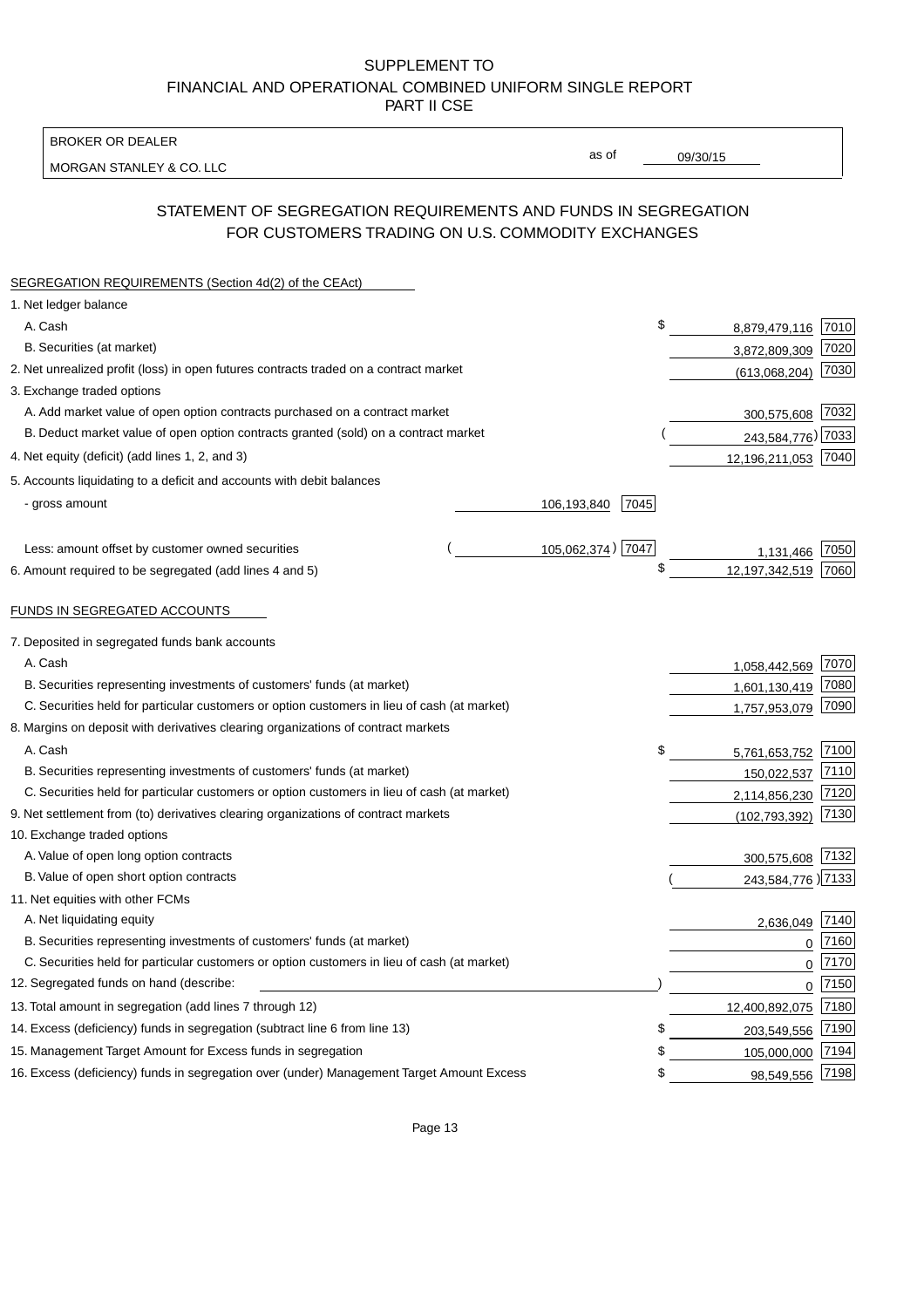SUPPLEMENT TO
FINANCIAL AND OPERATIONAL COMBINED UNIFORM SINGLE REPORT
PART II CSE

BROKER OR DEALER
MORGAN STANLEY & CO. LLC

as of 09/30/15

## STATEMENT OF SEGREGATION REQUIREMENTS AND FUNDS IN SEGREGATION FOR CUSTOMERS TRADING ON U.S. COMMODITY EXCHANGES

SEGREGATION REQUIREMENTS (Section 4d(2) of the CEAct)

| | | | | |
|---|---|---|---|---|
| 1. Net ledger balance | | | | |
| A. Cash | | | $ 8,879,479,116 | 7010 |
| B. Securities (at market) | | | 3,872,809,309 | 7020 |
| 2. Net unrealized profit (loss) in open futures contracts traded on a contract market | | | (613,068,204) | 7030 |
| 3. Exchange traded options | | | | |
| A. Add market value of open option contracts purchased on a contract market | | | 300,575,608 | 7032 |
| B. Deduct market value of open option contracts granted (sold) on a contract market | | | (243,584,776) | 7033 |
| 4. Net equity (deficit) (add lines 1, 2, and 3) | | | 12,196,211,053 | 7040 |
| 5. Accounts liquidating to a deficit and accounts with debit balances | | | | |
| - gross amount | 106,193,840 | 7045 | | |
| Less: amount offset by customer owned securities | (105,062,374) | 7047 | 1,131,466 | 7050 |
| 6. Amount required to be segregated (add lines 4 and 5) | | | $ 12,197,342,519 | 7060 |

FUNDS IN SEGREGATED ACCOUNTS

| | | |
|---|---|---|
| 7. Deposited in segregated funds bank accounts | | |
| A. Cash | 1,058,442,569 | 7070 |
| B. Securities representing investments of customers' funds (at market) | 1,601,130,419 | 7080 |
| C. Securities held for particular customers or option customers in lieu of cash (at market) | 1,757,953,079 | 7090 |
| 8. Margins on deposit with derivatives clearing organizations of contract markets | | |
| A. Cash | $ 5,761,653,752 | 7100 |
| B. Securities representing investments of customers' funds (at market) | 150,022,537 | 7110 |
| C. Securities held for particular customers or option customers in lieu of cash (at market) | 2,114,856,230 | 7120 |
| 9. Net settlement from (to) derivatives clearing organizations of contract markets | (102,793,392) | 7130 |
| 10. Exchange traded options | | |
| A. Value of open long option contracts | 300,575,608 | 7132 |
| B. Value of open short option contracts | (243,584,776) | 7133 |
| 11. Net equities with other FCMs | | |
| A. Net liquidating equity | 2,636,049 | 7140 |
| B. Securities representing investments of customers' funds (at market) | 0 | 7160 |
| C. Securities held for particular customers or option customers in lieu of cash (at market) | 0 | 7170 |
| 12. Segregated funds on hand (describe: ) | 0 | 7150 |
| 13. Total amount in segregation (add lines 7 through 12) | 12,400,892,075 | 7180 |
| 14. Excess (deficiency) funds in segregation (subtract line 6 from line 13) | $ 203,549,556 | 7190 |
| 15. Management Target Amount for Excess funds in segregation | $ 105,000,000 | 7194 |
| 16. Excess (deficiency) funds in segregation over (under) Management Target Amount Excess | $ 98,549,556 | 7198 |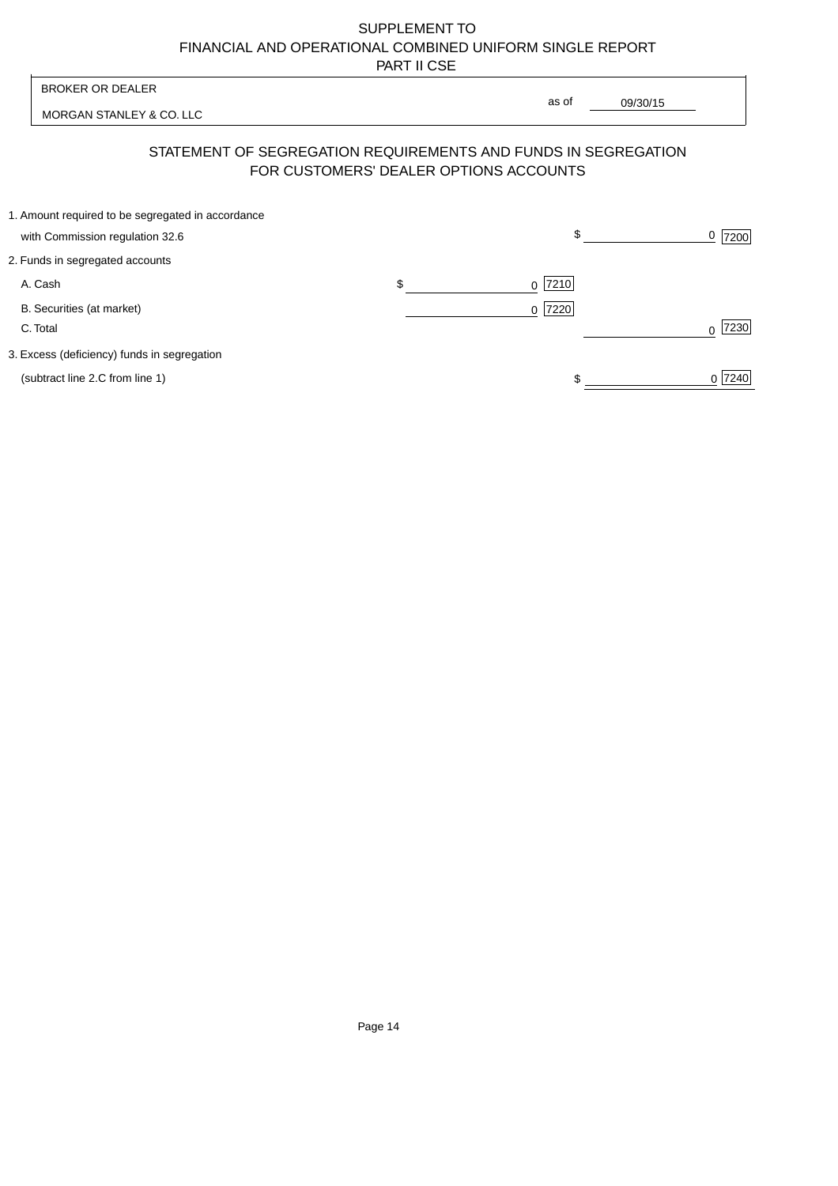SUPPLEMENT TO
FINANCIAL AND OPERATIONAL COMBINED UNIFORM SINGLE REPORT
PART II CSE

| BROKER OR DEALER | |
|---|---|
| MORGAN STANLEY & CO. LLC | as of 09/30/15 |

## STATEMENT OF SEGREGATION REQUIREMENTS AND FUNDS IN SEGREGATION FOR CUSTOMERS' DEALER OPTIONS ACCOUNTS

| | | | | |
|---|---|---|---|---|
| 1. Amount required to be segregated in accordance with Commission regulation 32.6 | | | $ 0 | 7200 |
| 2. Funds in segregated accounts | | | | |
| A. Cash | $ 0 | 7210 | | |
| B. Securities (at market) | 0 | 7220 | | |
| C. Total | | | 0 | 7230 |
| 3. Excess (deficiency) funds in segregation (subtract line 2.C from line 1) | | | $ 0 | 7240 |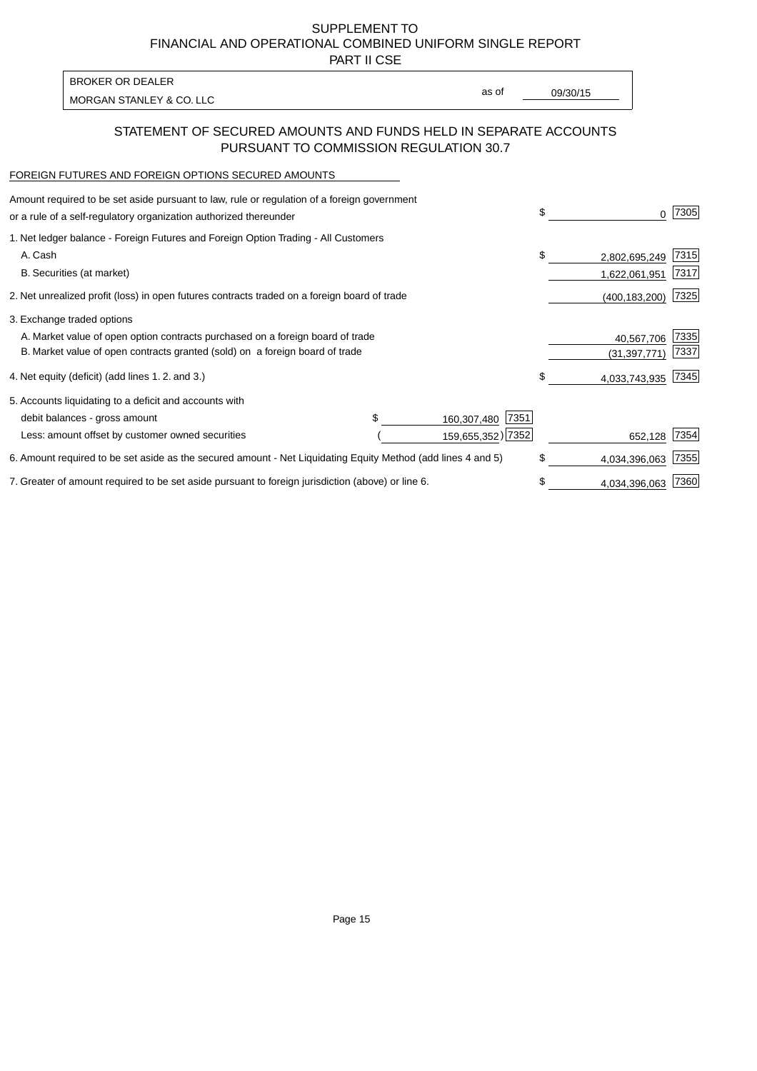SUPPLEMENT TO
FINANCIAL AND OPERATIONAL COMBINED UNIFORM SINGLE REPORT
PART II CSE

| BROKER OR DEALER | | |
|---|---|---|
| MORGAN STANLEY & CO. LLC | as of | 09/30/15 |

## STATEMENT OF SECURED AMOUNTS AND FUNDS HELD IN SEPARATE ACCOUNTS PURSUANT TO COMMISSION REGULATION 30.7

FOREIGN FUTURES AND FOREIGN OPTIONS SECURED AMOUNTS

| | | | | |
|---|---|---|---|---|
| Amount required to be set aside pursuant to law, rule or regulation of a foreign government or a rule of a self-regulatory organization authorized thereunder | | | $ 0 | 7305 |
| 1. Net ledger balance - Foreign Futures and Foreign Option Trading - All Customers | | | | |
| A. Cash | | | $ 2,802,695,249 | 7315 |
| B. Securities (at market) | | | 1,622,061,951 | 7317 |
| 2. Net unrealized profit (loss) in open futures contracts traded on a foreign board of trade | | | (400,183,200) | 7325 |
| 3. Exchange traded options | | | | |
| A. Market value of open option contracts purchased on a foreign board of trade | | | 40,567,706 | 7335 |
| B. Market value of open contracts granted (sold) on a foreign board of trade | | | (31,397,771) | 7337 |
| 4. Net equity (deficit) (add lines 1. 2. and 3.) | | | $ 4,033,743,935 | 7345 |
| 5. Accounts liquidating to a deficit and accounts with | | | | |
| debit balances - gross amount | $ 160,307,480 | 7351 | | |
| Less: amount offset by customer owned securities | ( 159,655,352) | 7352 | 652,128 | 7354 |
| 6. Amount required to be set aside as the secured amount - Net Liquidating Equity Method (add lines 4 and 5) | | | $ 4,034,396,063 | 7355 |
| 7. Greater of amount required to be set aside pursuant to foreign jurisdiction (above) or line 6. | | | $ 4,034,396,063 | 7360 |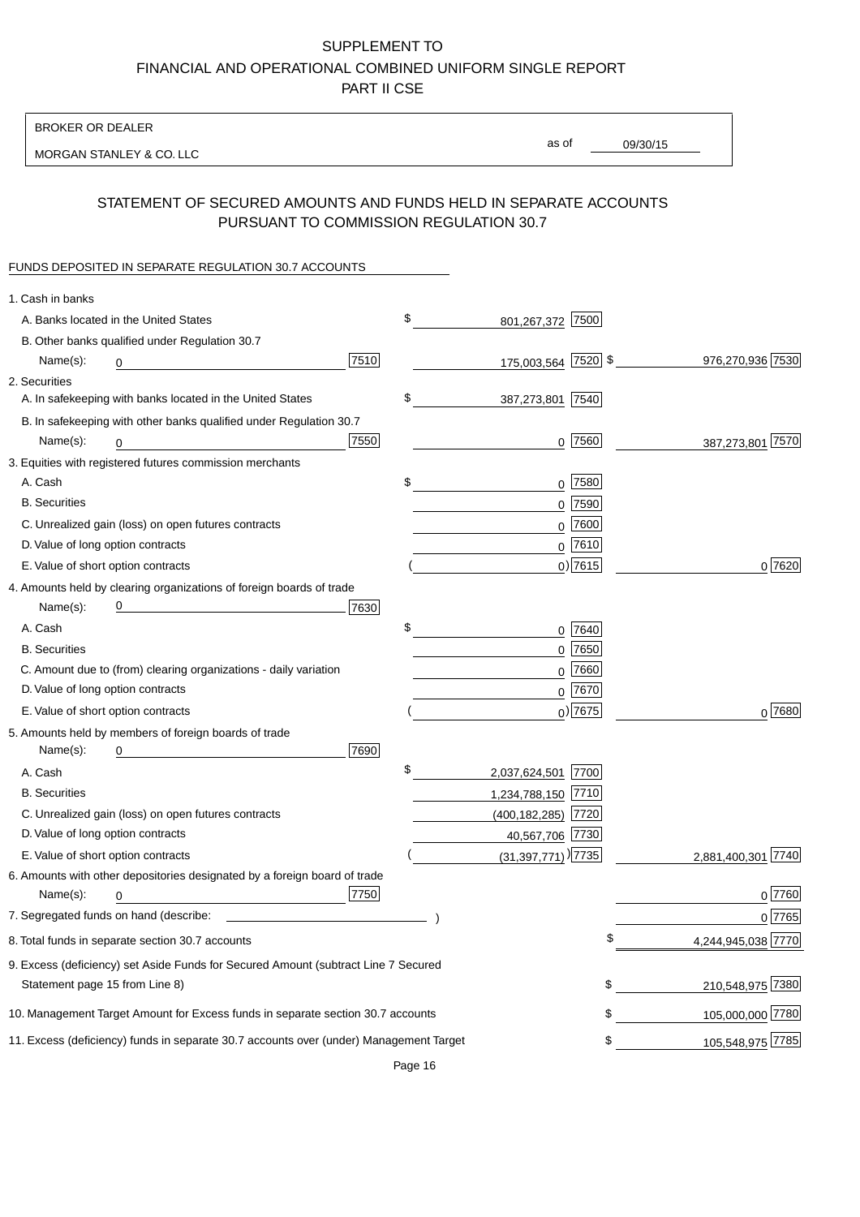SUPPLEMENT TO
FINANCIAL AND OPERATIONAL COMBINED UNIFORM SINGLE REPORT
PART II CSE

BROKER OR DEALER

MORGAN STANLEY & CO. LLC

as of 09/30/15

## STATEMENT OF SECURED AMOUNTS AND FUNDS HELD IN SEPARATE ACCOUNTS PURSUANT TO COMMISSION REGULATION 30.7

FUNDS DEPOSITED IN SEPARATE REGULATION 30.7 ACCOUNTS

| | | | | |
|---|---|---|---|---|
| 1. Cash in banks | | | | |
| A. Banks located in the United States | | $ 801,267,372 | 7500 | |
| B. Other banks qualified under Regulation 30.7 | | | | |
| Name(s): 0 | 7510 | 175,003,564 | 7520 | $ 976,270,936 7530 |
| 2. Securities | | | | |
| A. In safekeeping with banks located in the United States | | $ 387,273,801 | 7540 | |
| B. In safekeeping with other banks qualified under Regulation 30.7 | | | | |
| Name(s): 0 | 7550 | 0 | 7560 | 387,273,801 7570 |
| 3. Equities with registered futures commission merchants | | | | |
| A. Cash | | $ 0 | 7580 | |
| B. Securities | | 0 | 7590 | |
| C. Unrealized gain (loss) on open futures contracts | | 0 | 7600 | |
| D. Value of long option contracts | | 0 | 7610 | |
| E. Value of short option contracts | | ( 0) | 7615 | 0 7620 |
| 4. Amounts held by clearing organizations of foreign boards of trade | | | | |
| Name(s): 0 | 7630 | | | |
| A. Cash | | $ 0 | 7640 | |
| B. Securities | | 0 | 7650 | |
| C. Amount due to (from) clearing organizations - daily variation | | 0 | 7660 | |
| D. Value of long option contracts | | 0 | 7670 | |
| E. Value of short option contracts | | ( 0) | 7675 | 0 7680 |
| 5. Amounts held by members of foreign boards of trade | | | | |
| Name(s): 0 | 7690 | | | |
| A. Cash | | $ 2,037,624,501 | 7700 | |
| B. Securities | | 1,234,788,150 | 7710 | |
| C. Unrealized gain (loss) on open futures contracts | | (400,182,285) | 7720 | |
| D. Value of long option contracts | | 40,567,706 | 7730 | |
| E. Value of short option contracts | | ( (31,397,771) ) | 7735 | 2,881,400,301 7740 |
| 6. Amounts with other depositories designated by a foreign board of trade | | | | |
| Name(s): 0 | 7750 | | | 0 7760 |
| 7. Segregated funds on hand (describe: ) | | | | 0 7765 |
| 8. Total funds in separate section 30.7 accounts | | | | $ 4,244,945,038 7770 |
| 9. Excess (deficiency) set Aside Funds for Secured Amount (subtract Line 7 Secured Statement page 15 from Line 8) | | | | $ 210,548,975 7380 |
| 10. Management Target Amount for Excess funds in separate section 30.7 accounts | | | | $ 105,000,000 7780 |
| 11. Excess (deficiency) funds in separate 30.7 accounts over (under) Management Target | | | | $ 105,548,975 7785 |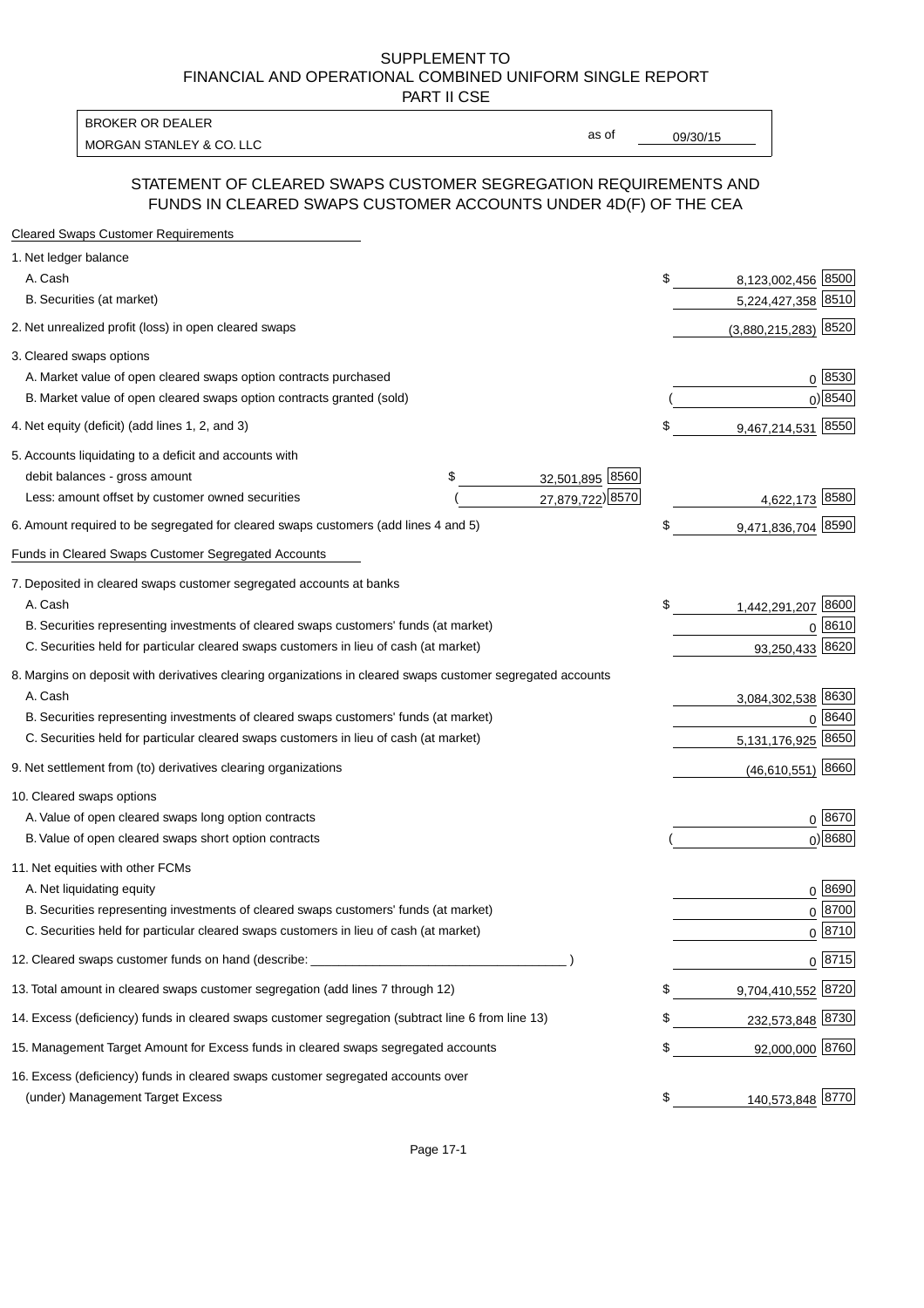SUPPLEMENT TO
FINANCIAL AND OPERATIONAL COMBINED UNIFORM SINGLE REPORT
PART II CSE

BROKER OR DEALER
MORGAN STANLEY & CO. LLC

as of 09/30/15

## STATEMENT OF CLEARED SWAPS CUSTOMER SEGREGATION REQUIREMENTS AND FUNDS IN CLEARED SWAPS CUSTOMER ACCOUNTS UNDER 4D(F) OF THE CEA

| | | | | |
|---|---|---|---|---|
| **Cleared Swaps Customer Requirements** | | | | |
| 1. Net ledger balance | | | | |
| A. Cash | | | $ 8,123,002,456 | 8500 |
| B. Securities (at market) | | | 5,224,427,358 | 8510 |
| 2. Net unrealized profit (loss) in open cleared swaps | | | (3,880,215,283) | 8520 |
| 3. Cleared swaps options | | | | |
| A. Market value of open cleared swaps option contracts purchased | | | 0 | 8530 |
| B. Market value of open cleared swaps option contracts granted (sold) | | | ( 0) | 8540 |
| 4. Net equity (deficit) (add lines 1, 2, and 3) | | | $ 9,467,214,531 | 8550 |
| 5. Accounts liquidating to a deficit and accounts with | | | | |
| debit balances - gross amount | $ 32,501,895 | 8560 | | |
| Less: amount offset by customer owned securities | ( 27,879,722) | 8570 | 4,622,173 | 8580 |
| 6. Amount required to be segregated for cleared swaps customers (add lines 4 and 5) | | | $ 9,471,836,704 | 8590 |
| **Funds in Cleared Swaps Customer Segregated Accounts** | | | | |
| 7. Deposited in cleared swaps customer segregated accounts at banks | | | | |
| A. Cash | | | $ 1,442,291,207 | 8600 |
| B. Securities representing investments of cleared swaps customers' funds (at market) | | | 0 | 8610 |
| C. Securities held for particular cleared swaps customers in lieu of cash (at market) | | | 93,250,433 | 8620 |
| 8. Margins on deposit with derivatives clearing organizations in cleared swaps customer segregated accounts | | | | |
| A. Cash | | | 3,084,302,538 | 8630 |
| B. Securities representing investments of cleared swaps customers' funds (at market) | | | 0 | 8640 |
| C. Securities held for particular cleared swaps customers in lieu of cash (at market) | | | 5,131,176,925 | 8650 |
| 9. Net settlement from (to) derivatives clearing organizations | | | (46,610,551) | 8660 |
| 10. Cleared swaps options | | | | |
| A. Value of open cleared swaps long option contracts | | | 0 | 8670 |
| B. Value of open cleared swaps short option contracts | | | ( 0) | 8680 |
| 11. Net equities with other FCMs | | | | |
| A. Net liquidating equity | | | 0 | 8690 |
| B. Securities representing investments of cleared swaps customers' funds (at market) | | | 0 | 8700 |
| C. Securities held for particular cleared swaps customers in lieu of cash (at market) | | | 0 | 8710 |
| 12. Cleared swaps customer funds on hand (describe: ____________________ ) | | | 0 | 8715 |
| 13. Total amount in cleared swaps customer segregation (add lines 7 through 12) | | | $ 9,704,410,552 | 8720 |
| 14. Excess (deficiency) funds in cleared swaps customer segregation (subtract line 6 from line 13) | | | $ 232,573,848 | 8730 |
| 15. Management Target Amount for Excess funds in cleared swaps segregated accounts | | | $ 92,000,000 | 8760 |
| 16. Excess (deficiency) funds in cleared swaps customer segregated accounts over (under) Management Target Excess | | | $ 140,573,848 | 8770 |